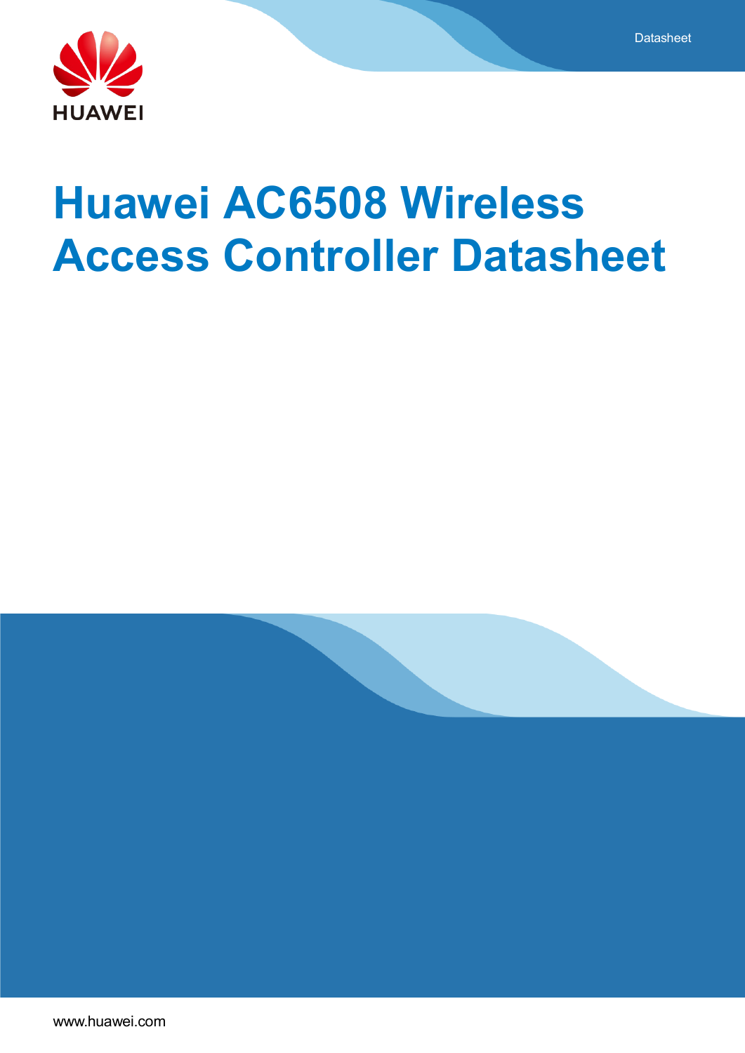# Huawei AC6508 Wireless Access Controller Datasheet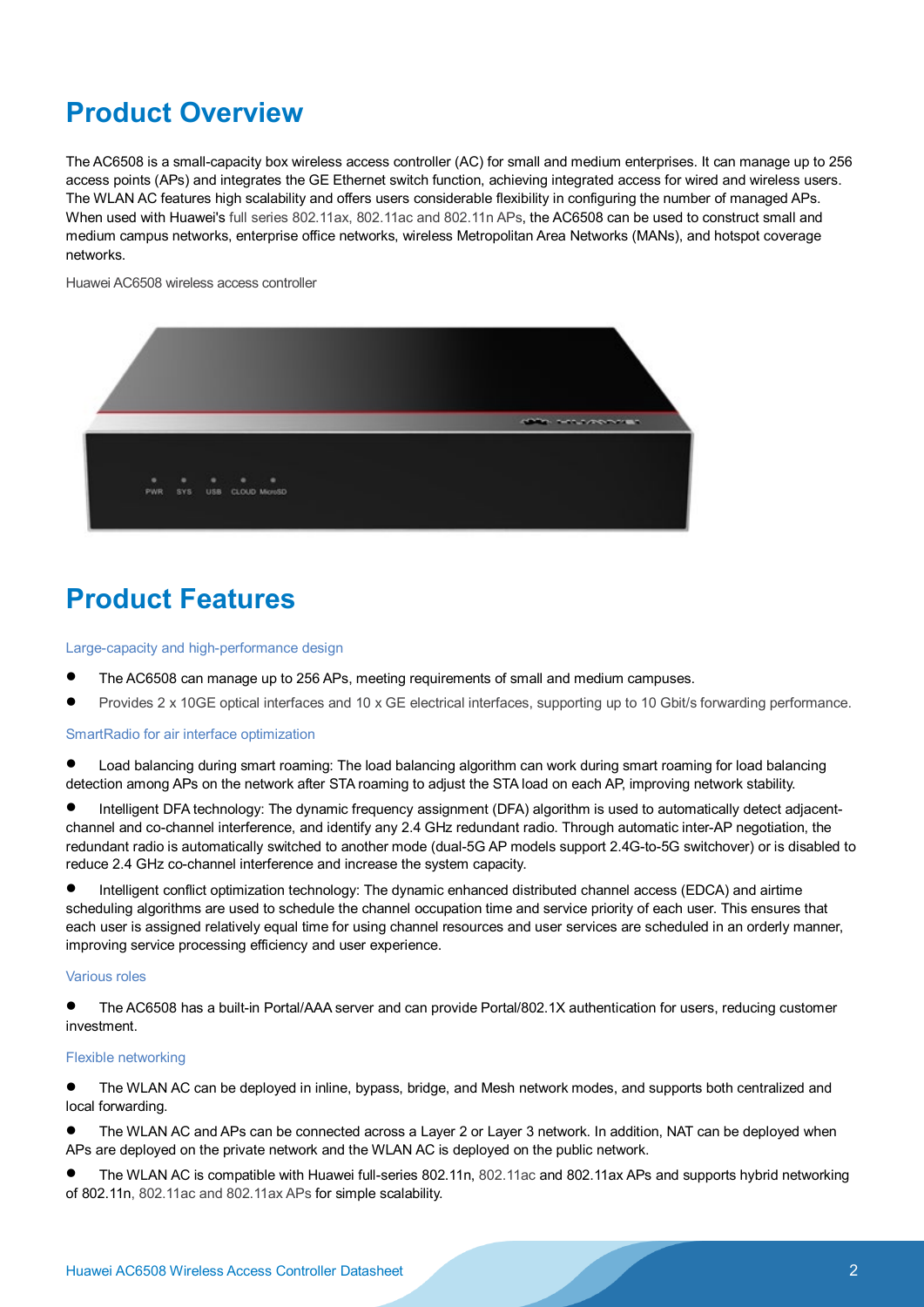# Product Overview

The AC6508 is a small-capacity box wireless access controller (AC) for small and medium enterprises. It can manage up to 256 access points (APs) and integrates the GE Ethernet switch function, achieving integrated access for wired and wireless users. The WLAN AC features high scalability and offers users considerable flexibility in configuring the number of managed APs. When used with Huawei's full series 802.11ax, 802.11ac and 802.11n APs, the AC6508 can be used to construct small and medium campus networks, enterprise office networks, wireless Metropolitan Area Networks (MANs), and hotspot coverage networks.

Huawei AC6508 wireless access controller

# Product Features

### Large-capacity and high-performance design

- The AC6508 can manage up to 256 APs, meeting requirements of small and medium campuses.
- Provides 2 x 10GE optical interfaces and 10 x GE electrical interfaces, supporting up to 10 Gbit/s forwarding performance.

### SmartRadio for air interface optimization

- Load balancing during smart roaming: The load balancing algorithm can work during smart roaming for load balancing detection among APs on the network after STA roaming to adjust the STA load on each AP, improving network stability.
- Intelligent DFA technology: The dynamic frequency assignment (DFA) algorithm is used to automatically detect adjacent-channel and co-channel interference, and identify any 2.4 GHz redundant radio. Through automatic inter-AP negotiation, the redundant radio is automatically switched to another mode (dual-5G AP models support 2.4G-to-5G switchover) or is disabled to reduce 2.4 GHz co-channel interference and increase the system capacity.
- Intelligent conflict optimization technology: The dynamic enhanced distributed channel access (EDCA) and airtime scheduling algorithms are used to schedule the channel occupation time and service priority of each user. This ensures that each user is assigned relatively equal time for using channel resources and user services are scheduled in an orderly manner, improving service processing efficiency and user experience.

### Various roles

- The AC6508 has a built-in Portal/AAA server and can provide Portal/802.1X authentication for users, reducing customer investment.

### Flexible networking

- The WLAN AC can be deployed in inline, bypass, bridge, and Mesh network modes, and supports both centralized and local forwarding.
- The WLAN AC and APs can be connected across a Layer 2 or Layer 3 network. In addition, NAT can be deployed when APs are deployed on the private network and the WLAN AC is deployed on the public network.
- The WLAN AC is compatible with Huawei full-series 802.11n, 802.11ac and 802.11ax APs and supports hybrid networking of 802.11n, 802.11ac and 802.11ax APs for simple scalability.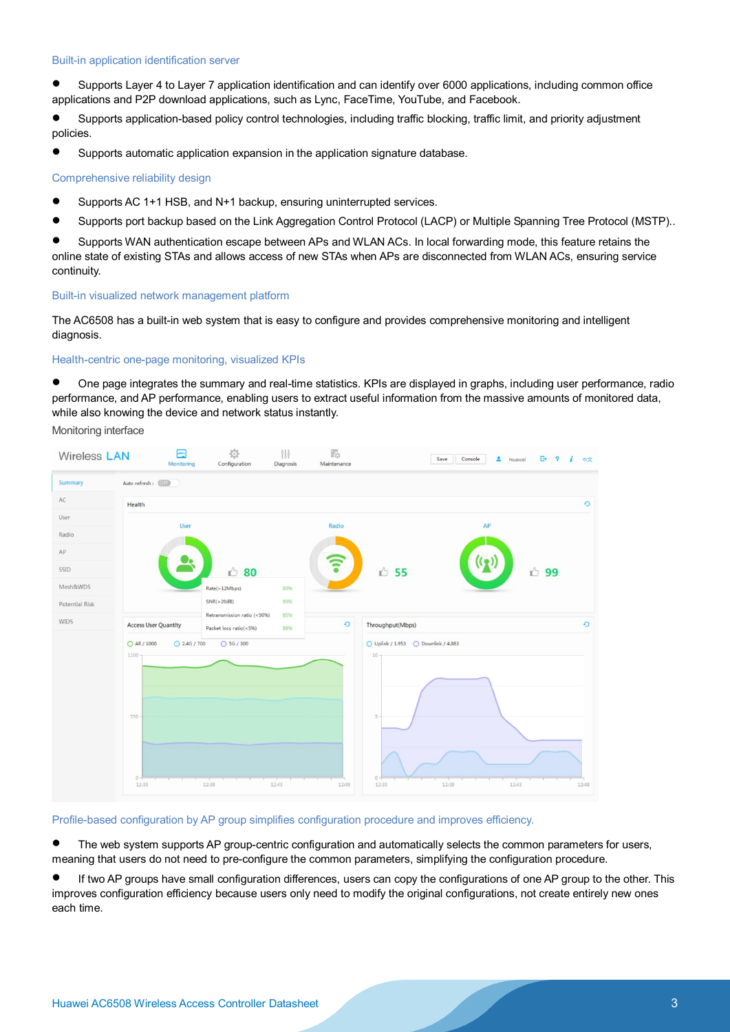### Built-in application identification server

- Supports Layer 4 to Layer 7 application identification and can identify over 6000 applications, including common office applications and P2P download applications, such as Lync, FaceTime, YouTube, and Facebook.
- Supports application-based policy control technologies, including traffic blocking, traffic limit, and priority adjustment policies.
- Supports automatic application expansion in the application signature database.

### Comprehensive reliability design

- Supports AC 1+1 HSB, and N+1 backup, ensuring uninterrupted services.
- Supports port backup based on the Link Aggregation Control Protocol (LACP) or Multiple Spanning Tree Protocol (MSTP)..
- Supports WAN authentication escape between APs and WLAN ACs. In local forwarding mode, this feature retains the online state of existing STAs and allows access of new STAs when APs are disconnected from WLAN ACs, ensuring service continuity.

### Built-in visualized network management platform

The AC6508 has a built-in web system that is easy to configure and provides comprehensive monitoring and intelligent diagnosis.

### Health-centric one-page monitoring, visualized KPIs

- One page integrates the summary and real-time statistics. KPIs are displayed in graphs, including user performance, radio performance, and AP performance, enabling users to extract useful information from the massive amounts of monitored data, while also knowing the device and network status instantly.

Monitoring interface

### Profile-based configuration by AP group simplifies configuration procedure and improves efficiency.

- The web system supports AP group-centric configuration and automatically selects the common parameters for users, meaning that users do not need to pre-configure the common parameters, simplifying the configuration procedure.
- If two AP groups have small configuration differences, users can copy the configurations of one AP group to the other. This improves configuration efficiency because users only need to modify the original configurations, not create entirely new ones each time.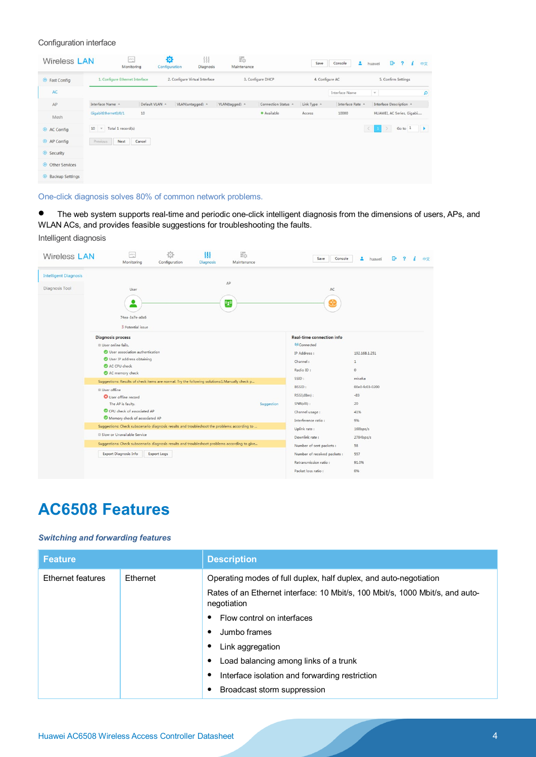Configuration interface

One-click diagnosis solves 80% of common network problems.

- The web system supports real-time and periodic one-click intelligent diagnosis from the dimensions of users, APs, and WLAN ACs, and provides feasible suggestions for troubleshooting the faults.

Intelligent diagnosis

# AC6508 Features

***Switching and forwarding features***

| Feature | | Description |
|---|---|---|
| Ethernet features | Ethernet | Operating modes of full duplex, half duplex, and auto-negotiation<br>Rates of an Ethernet interface: 10 Mbit/s, 100 Mbit/s, 1000 Mbit/s, and auto-negotiation<br>• Flow control on interfaces<br>• Jumbo frames<br>• Link aggregation<br>• Load balancing among links of a trunk<br>• Interface isolation and forwarding restriction<br>• Broadcast storm suppression |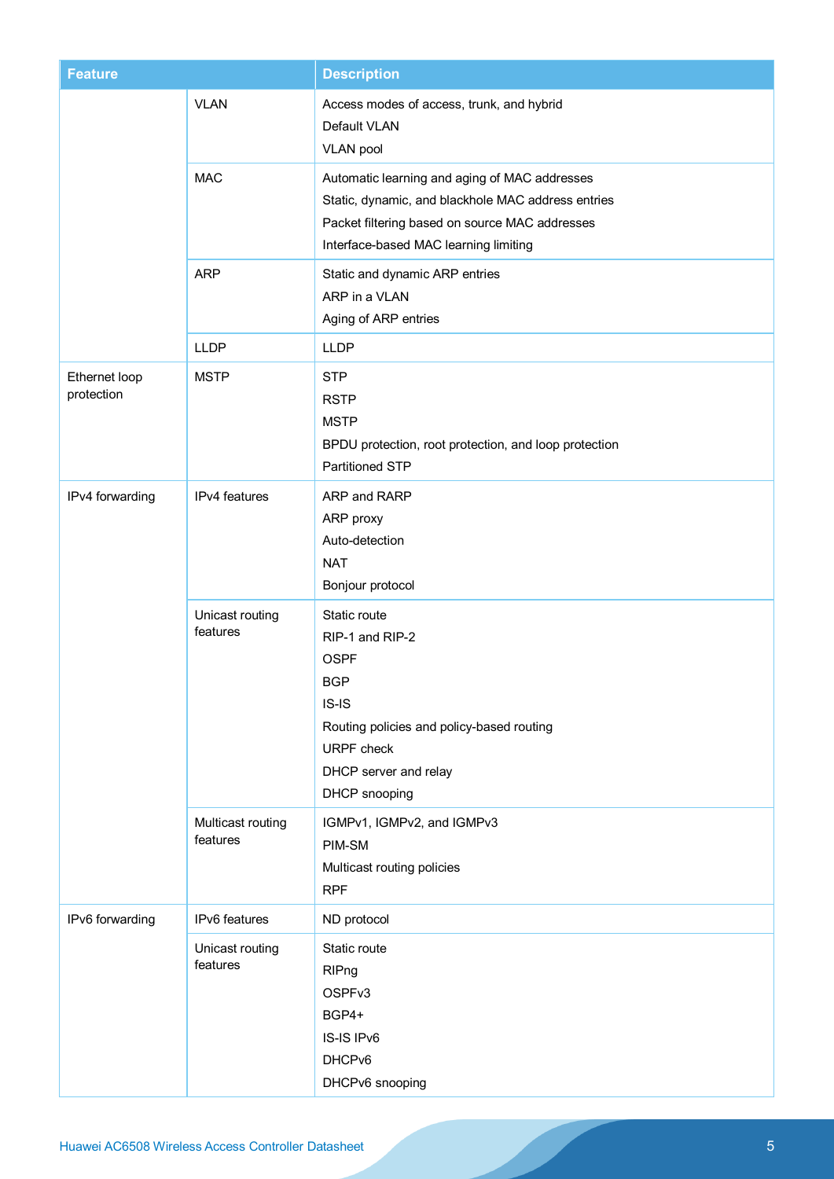| Feature | | Description |
|---|---|---|
| | VLAN | Access modes of access, trunk, and hybrid<br>Default VLAN<br>VLAN pool |
| | MAC | Automatic learning and aging of MAC addresses<br>Static, dynamic, and blackhole MAC address entries<br>Packet filtering based on source MAC addresses<br>Interface-based MAC learning limiting |
| | ARP | Static and dynamic ARP entries<br>ARP in a VLAN<br>Aging of ARP entries |
| | LLDP | LLDP |
| Ethernet loop protection | MSTP | STP<br>RSTP<br>MSTP<br>BPDU protection, root protection, and loop protection<br>Partitioned STP |
| IPv4 forwarding | IPv4 features | ARP and RARP<br>ARP proxy<br>Auto-detection<br>NAT<br>Bonjour protocol |
| | Unicast routing features | Static route<br>RIP-1 and RIP-2<br>OSPF<br>BGP<br>IS-IS<br>Routing policies and policy-based routing<br>URPF check<br>DHCP server and relay<br>DHCP snooping |
| | Multicast routing features | IGMPv1, IGMPv2, and IGMPv3<br>PIM-SM<br>Multicast routing policies<br>RPF |
| IPv6 forwarding | IPv6 features | ND protocol |
| | Unicast routing features | Static route<br>RIPng<br>OSPFv3<br>BGP4+<br>IS-IS IPv6<br>DHCPv6<br>DHCPv6 snooping |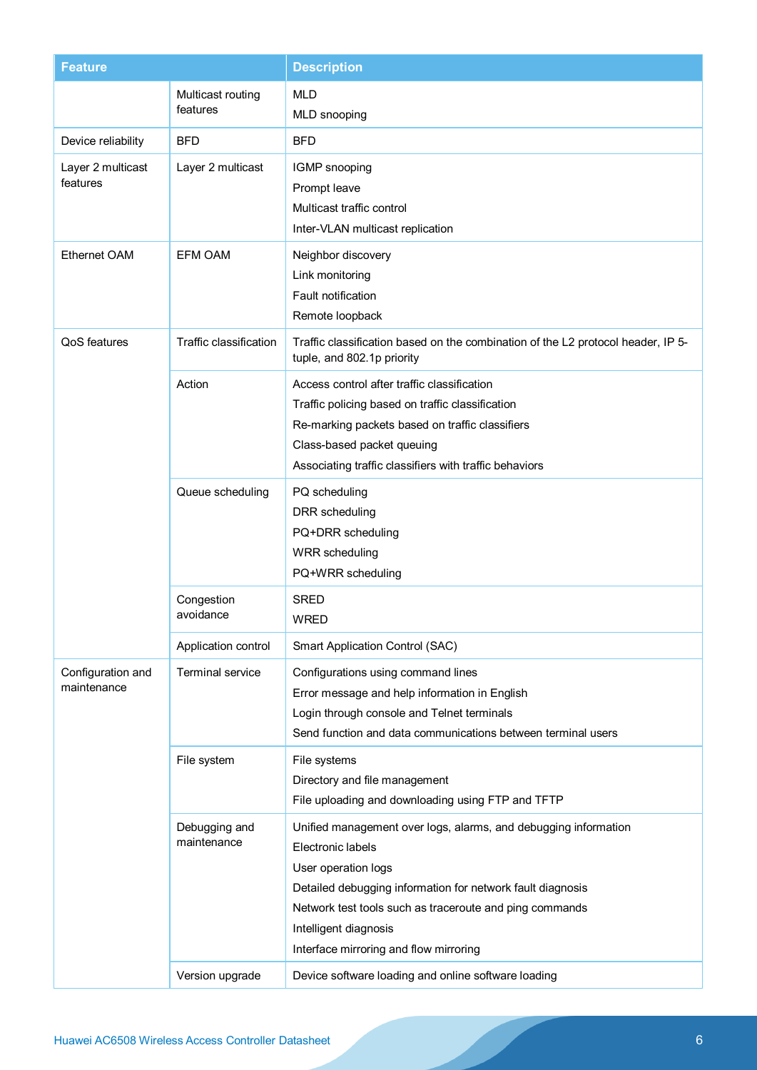| Feature | | Description |
|---|---|---|
| | Multicast routing features | MLD<br>MLD snooping |
| Device reliability | BFD | BFD |
| Layer 2 multicast features | Layer 2 multicast | IGMP snooping<br>Prompt leave<br>Multicast traffic control<br>Inter-VLAN multicast replication |
| Ethernet OAM | EFM OAM | Neighbor discovery<br>Link monitoring<br>Fault notification<br>Remote loopback |
| QoS features | Traffic classification | Traffic classification based on the combination of the L2 protocol header, IP 5-tuple, and 802.1p priority |
| | Action | Access control after traffic classification<br>Traffic policing based on traffic classification<br>Re-marking packets based on traffic classifiers<br>Class-based packet queuing<br>Associating traffic classifiers with traffic behaviors |
| | Queue scheduling | PQ scheduling<br>DRR scheduling<br>PQ+DRR scheduling<br>WRR scheduling<br>PQ+WRR scheduling |
| | Congestion avoidance | SRED<br>WRED |
| | Application control | Smart Application Control (SAC) |
| Configuration and maintenance | Terminal service | Configurations using command lines<br>Error message and help information in English<br>Login through console and Telnet terminals<br>Send function and data communications between terminal users |
| | File system | File systems<br>Directory and file management<br>File uploading and downloading using FTP and TFTP |
| | Debugging and maintenance | Unified management over logs, alarms, and debugging information<br>Electronic labels<br>User operation logs<br>Detailed debugging information for network fault diagnosis<br>Network test tools such as traceroute and ping commands<br>Intelligent diagnosis<br>Interface mirroring and flow mirroring |
| | Version upgrade | Device software loading and online software loading |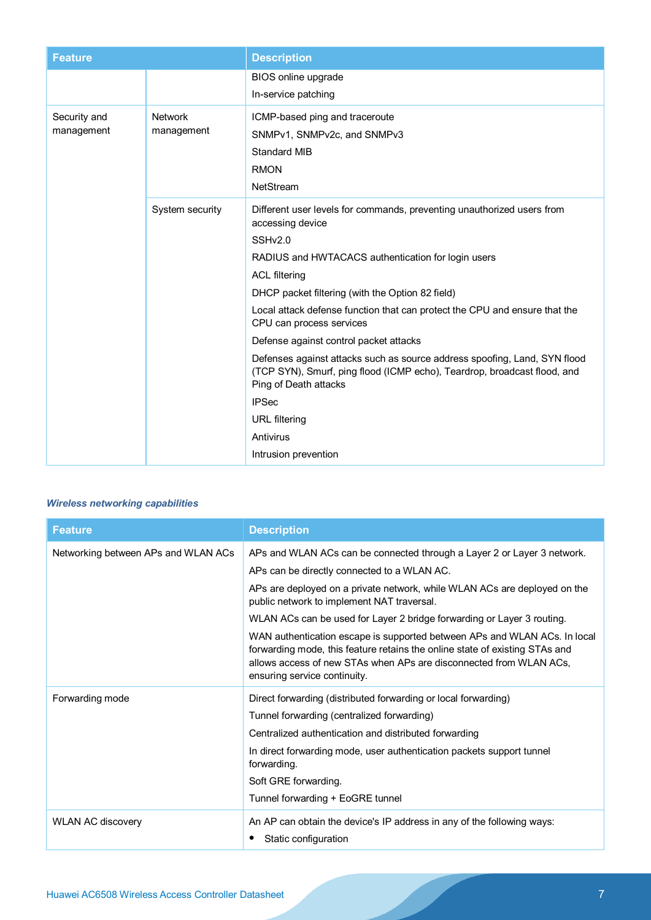| Feature | | Description |
|---|---|---|
| | | BIOS online upgrade<br>In-service patching |
| Security and management | Network management | ICMP-based ping and traceroute<br>SNMPv1, SNMPv2c, and SNMPv3<br>Standard MIB<br>RMON<br>NetStream |
| | System security | Different user levels for commands, preventing unauthorized users from accessing device<br>SSHv2.0<br>RADIUS and HWTACACS authentication for login users<br>ACL filtering<br>DHCP packet filtering (with the Option 82 field)<br>Local attack defense function that can protect the CPU and ensure that the CPU can process services<br>Defense against control packet attacks<br>Defenses against attacks such as source address spoofing, Land, SYN flood (TCP SYN), Smurf, ping flood (ICMP echo), Teardrop, broadcast flood, and Ping of Death attacks<br>IPSec<br>URL filtering<br>Antivirus<br>Intrusion prevention |

***Wireless networking capabilities***

| Feature | Description |
|---|---|
| Networking between APs and WLAN ACs | APs and WLAN ACs can be connected through a Layer 2 or Layer 3 network.<br>APs can be directly connected to a WLAN AC.<br>APs are deployed on a private network, while WLAN ACs are deployed on the public network to implement NAT traversal.<br>WLAN ACs can be used for Layer 2 bridge forwarding or Layer 3 routing.<br>WAN authentication escape is supported between APs and WLAN ACs. In local forwarding mode, this feature retains the online state of existing STAs and allows access of new STAs when APs are disconnected from WLAN ACs, ensuring service continuity. |
| Forwarding mode | Direct forwarding (distributed forwarding or local forwarding)<br>Tunnel forwarding (centralized forwarding)<br>Centralized authentication and distributed forwarding<br>In direct forwarding mode, user authentication packets support tunnel forwarding.<br>Soft GRE forwarding.<br>Tunnel forwarding + EoGRE tunnel |
| WLAN AC discovery | An AP can obtain the device's IP address in any of the following ways:<br>• Static configuration |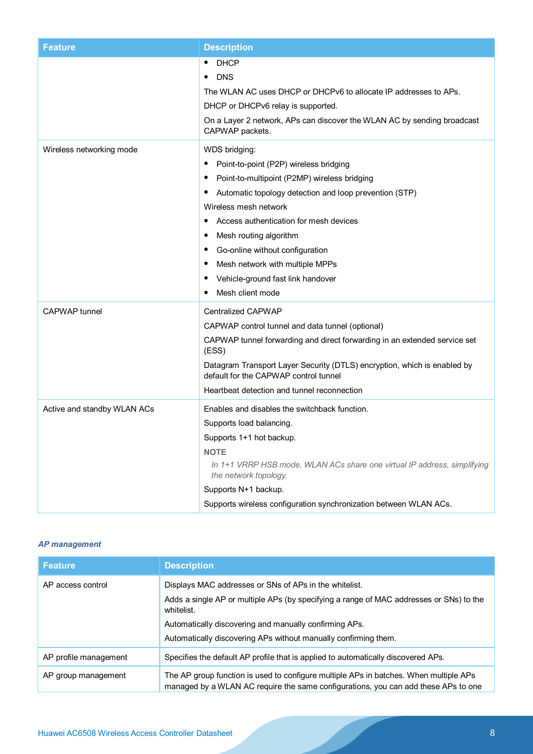| Feature | Description |
| --- | --- |
| | • DHCP<br>• DNS<br>The WLAN AC uses DHCP or DHCPv6 to allocate IP addresses to APs.<br>DHCP or DHCPv6 relay is supported.<br>On a Layer 2 network, APs can discover the WLAN AC by sending broadcast CAPWAP packets. |
| Wireless networking mode | WDS bridging:<br>• Point-to-point (P2P) wireless bridging<br>• Point-to-multipoint (P2MP) wireless bridging<br>• Automatic topology detection and loop prevention (STP)<br>Wireless mesh network<br>• Access authentication for mesh devices<br>• Mesh routing algorithm<br>• Go-online without configuration<br>• Mesh network with multiple MPPs<br>• Vehicle-ground fast link handover<br>• Mesh client mode |
| CAPWAP tunnel | Centralized CAPWAP<br>CAPWAP control tunnel and data tunnel (optional)<br>CAPWAP tunnel forwarding and direct forwarding in an extended service set (ESS)<br>Datagram Transport Layer Security (DTLS) encryption, which is enabled by default for the CAPWAP control tunnel<br>Heartbeat detection and tunnel reconnection |
| Active and standby WLAN ACs | Enables and disables the switchback function.<br>Supports load balancing.<br>Supports 1+1 hot backup.<br>**NOTE**<br>*In 1+1 VRRP HSB mode, WLAN ACs share one virtual IP address, simplifying the network topology.*<br>Supports N+1 backup.<br>Supports wireless configuration synchronization between WLAN ACs. |

***AP management***

| Feature | Description |
| --- | --- |
| AP access control | Displays MAC addresses or SNs of APs in the whitelist.<br>Adds a single AP or multiple APs (by specifying a range of MAC addresses or SNs) to the whitelist.<br>Automatically discovering and manually confirming APs.<br>Automatically discovering APs without manually confirming them. |
| AP profile management | Specifies the default AP profile that is applied to automatically discovered APs. |
| AP group management | The AP group function is used to configure multiple APs in batches. When multiple APs managed by a WLAN AC require the same configurations, you can add these APs to one |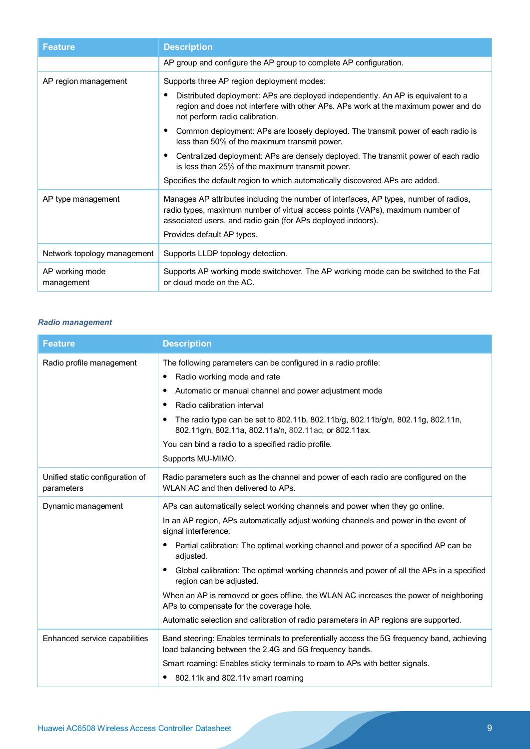| Feature | Description |
| --- | --- |
| | AP group and configure the AP group to complete AP configuration. |
| AP region management | Supports three AP region deployment modes:<br>• Distributed deployment: APs are deployed independently. An AP is equivalent to a region and does not interfere with other APs. APs work at the maximum power and do not perform radio calibration.<br>• Common deployment: APs are loosely deployed. The transmit power of each radio is less than 50% of the maximum transmit power.<br>• Centralized deployment: APs are densely deployed. The transmit power of each radio is less than 25% of the maximum transmit power.<br>Specifies the default region to which automatically discovered APs are added. |
| AP type management | Manages AP attributes including the number of interfaces, AP types, number of radios, radio types, maximum number of virtual access points (VAPs), maximum number of associated users, and radio gain (for APs deployed indoors).<br>Provides default AP types. |
| Network topology management | Supports LLDP topology detection. |
| AP working mode management | Supports AP working mode switchover. The AP working mode can be switched to the Fat or cloud mode on the AC. |

***Radio management***

| Feature | Description |
| --- | --- |
| Radio profile management | The following parameters can be configured in a radio profile:<br>• Radio working mode and rate<br>• Automatic or manual channel and power adjustment mode<br>• Radio calibration interval<br>• The radio type can be set to 802.11b, 802.11b/g, 802.11b/g/n, 802.11g, 802.11n, 802.11g/n, 802.11a, 802.11a/n, 802.11ac, or 802.11ax.<br>You can bind a radio to a specified radio profile.<br>Supports MU-MIMO. |
| Unified static configuration of parameters | Radio parameters such as the channel and power of each radio are configured on the WLAN AC and then delivered to APs. |
| Dynamic management | APs can automatically select working channels and power when they go online.<br>In an AP region, APs automatically adjust working channels and power in the event of signal interference:<br>• Partial calibration: The optimal working channel and power of a specified AP can be adjusted.<br>• Global calibration: The optimal working channels and power of all the APs in a specified region can be adjusted.<br>When an AP is removed or goes offline, the WLAN AC increases the power of neighboring APs to compensate for the coverage hole.<br>Automatic selection and calibration of radio parameters in AP regions are supported. |
| Enhanced service capabilities | Band steering: Enables terminals to preferentially access the 5G frequency band, achieving load balancing between the 2.4G and 5G frequency bands.<br>Smart roaming: Enables sticky terminals to roam to APs with better signals.<br>• 802.11k and 802.11v smart roaming |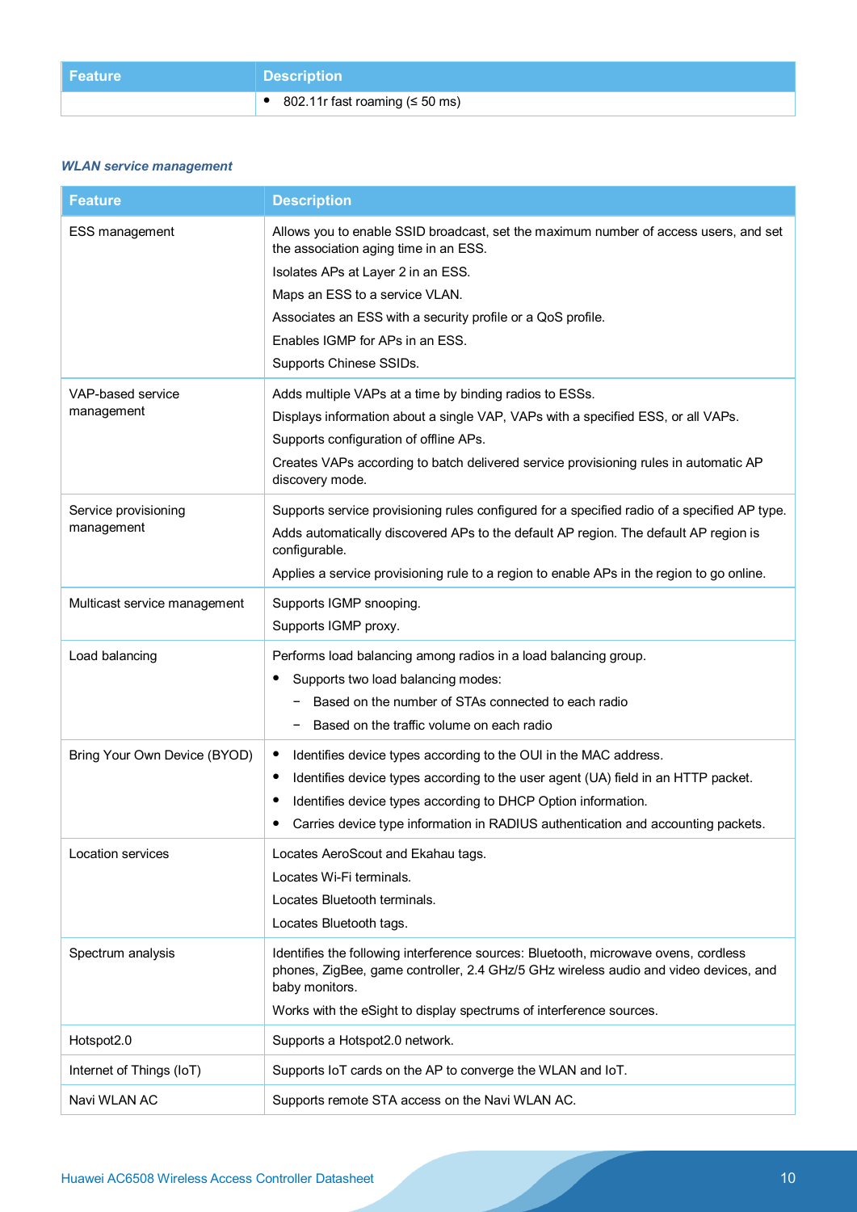| Feature | Description |
|---|---|
| | • 802.11r fast roaming (≤ 50 ms) |

***WLAN service management***

| Feature | Description |
|---|---|
| ESS management | Allows you to enable SSID broadcast, set the maximum number of access users, and set the association aging time in an ESS.<br>Isolates APs at Layer 2 in an ESS.<br>Maps an ESS to a service VLAN.<br>Associates an ESS with a security profile or a QoS profile.<br>Enables IGMP for APs in an ESS.<br>Supports Chinese SSIDs. |
| VAP-based service management | Adds multiple VAPs at a time by binding radios to ESSs.<br>Displays information about a single VAP, VAPs with a specified ESS, or all VAPs.<br>Supports configuration of offline APs.<br>Creates VAPs according to batch delivered service provisioning rules in automatic AP discovery mode. |
| Service provisioning management | Supports service provisioning rules configured for a specified radio of a specified AP type.<br>Adds automatically discovered APs to the default AP region. The default AP region is configurable.<br>Applies a service provisioning rule to a region to enable APs in the region to go online. |
| Multicast service management | Supports IGMP snooping.<br>Supports IGMP proxy. |
| Load balancing | Performs load balancing among radios in a load balancing group.<br>• Supports two load balancing modes:<br>&nbsp;&nbsp;– Based on the number of STAs connected to each radio<br>&nbsp;&nbsp;– Based on the traffic volume on each radio |
| Bring Your Own Device (BYOD) | • Identifies device types according to the OUI in the MAC address.<br>• Identifies device types according to the user agent (UA) field in an HTTP packet.<br>• Identifies device types according to DHCP Option information.<br>• Carries device type information in RADIUS authentication and accounting packets. |
| Location services | Locates AeroScout and Ekahau tags.<br>Locates Wi-Fi terminals.<br>Locates Bluetooth terminals.<br>Locates Bluetooth tags. |
| Spectrum analysis | Identifies the following interference sources: Bluetooth, microwave ovens, cordless phones, ZigBee, game controller, 2.4 GHz/5 GHz wireless audio and video devices, and baby monitors.<br>Works with the eSight to display spectrums of interference sources. |
| Hotspot2.0 | Supports a Hotspot2.0 network. |
| Internet of Things (IoT) | Supports IoT cards on the AP to converge the WLAN and IoT. |
| Navi WLAN AC | Supports remote STA access on the Navi WLAN AC. |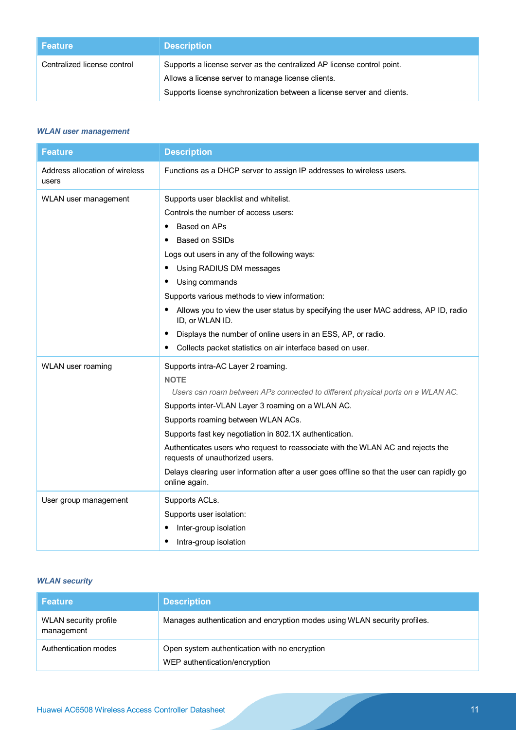| Feature | Description |
| --- | --- |
| Centralized license control | Supports a license server as the centralized AP license control point.<br>Allows a license server to manage license clients.<br>Supports license synchronization between a license server and clients. |

***WLAN user management***

| Feature | Description |
| --- | --- |
| Address allocation of wireless users | Functions as a DHCP server to assign IP addresses to wireless users. |
| WLAN user management | Supports user blacklist and whitelist.<br>Controls the number of access users:<br>• Based on APs<br>• Based on SSIDs<br>Logs out users in any of the following ways:<br>• Using RADIUS DM messages<br>• Using commands<br>Supports various methods to view information:<br>• Allows you to view the user status by specifying the user MAC address, AP ID, radio ID, or WLAN ID.<br>• Displays the number of online users in an ESS, AP, or radio.<br>• Collects packet statistics on air interface based on user. |
| WLAN user roaming | Supports intra-AC Layer 2 roaming.<br>**NOTE**<br>*Users can roam between APs connected to different physical ports on a WLAN AC.*<br>Supports inter-VLAN Layer 3 roaming on a WLAN AC.<br>Supports roaming between WLAN ACs.<br>Supports fast key negotiation in 802.1X authentication.<br>Authenticates users who request to reassociate with the WLAN AC and rejects the requests of unauthorized users.<br>Delays clearing user information after a user goes offline so that the user can rapidly go online again. |
| User group management | Supports ACLs.<br>Supports user isolation:<br>• Inter-group isolation<br>• Intra-group isolation |

***WLAN security***

| Feature | Description |
| --- | --- |
| WLAN security profile management | Manages authentication and encryption modes using WLAN security profiles. |
| Authentication modes | Open system authentication with no encryption<br>WEP authentication/encryption |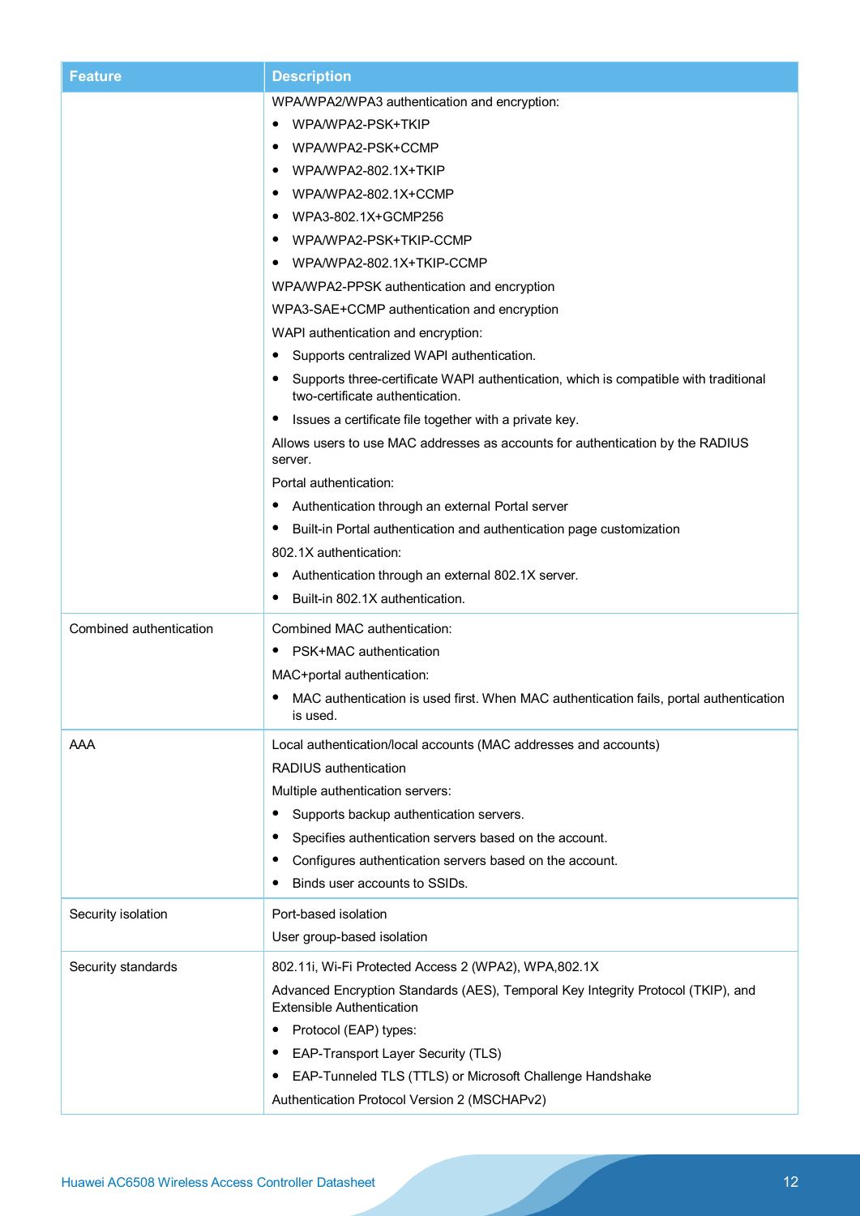| Feature | Description |
| --- | --- |
| | WPA/WPA2/WPA3 authentication and encryption:<br>• WPA/WPA2-PSK+TKIP<br>• WPA/WPA2-PSK+CCMP<br>• WPA/WPA2-802.1X+TKIP<br>• WPA/WPA2-802.1X+CCMP<br>• WPA3-802.1X+GCMP256<br>• WPA/WPA2-PSK+TKIP-CCMP<br>• WPA/WPA2-802.1X+TKIP-CCMP<br>WPA/WPA2-PPSK authentication and encryption<br>WPA3-SAE+CCMP authentication and encryption<br>WAPI authentication and encryption:<br>• Supports centralized WAPI authentication.<br>• Supports three-certificate WAPI authentication, which is compatible with traditional two-certificate authentication.<br>• Issues a certificate file together with a private key.<br>Allows users to use MAC addresses as accounts for authentication by the RADIUS server.<br>Portal authentication:<br>• Authentication through an external Portal server<br>• Built-in Portal authentication and authentication page customization<br>802.1X authentication:<br>• Authentication through an external 802.1X server.<br>• Built-in 802.1X authentication. |
| Combined authentication | Combined MAC authentication:<br>• PSK+MAC authentication<br>MAC+portal authentication:<br>• MAC authentication is used first. When MAC authentication fails, portal authentication is used. |
| AAA | Local authentication/local accounts (MAC addresses and accounts)<br>RADIUS authentication<br>Multiple authentication servers:<br>• Supports backup authentication servers.<br>• Specifies authentication servers based on the account.<br>• Configures authentication servers based on the account.<br>• Binds user accounts to SSIDs. |
| Security isolation | Port-based isolation<br>User group-based isolation |
| Security standards | 802.11i, Wi-Fi Protected Access 2 (WPA2), WPA,802.1X<br>Advanced Encryption Standards (AES), Temporal Key Integrity Protocol (TKIP), and Extensible Authentication<br>• Protocol (EAP) types:<br>• EAP-Transport Layer Security (TLS)<br>• EAP-Tunneled TLS (TTLS) or Microsoft Challenge Handshake<br>Authentication Protocol Version 2 (MSCHAPv2) |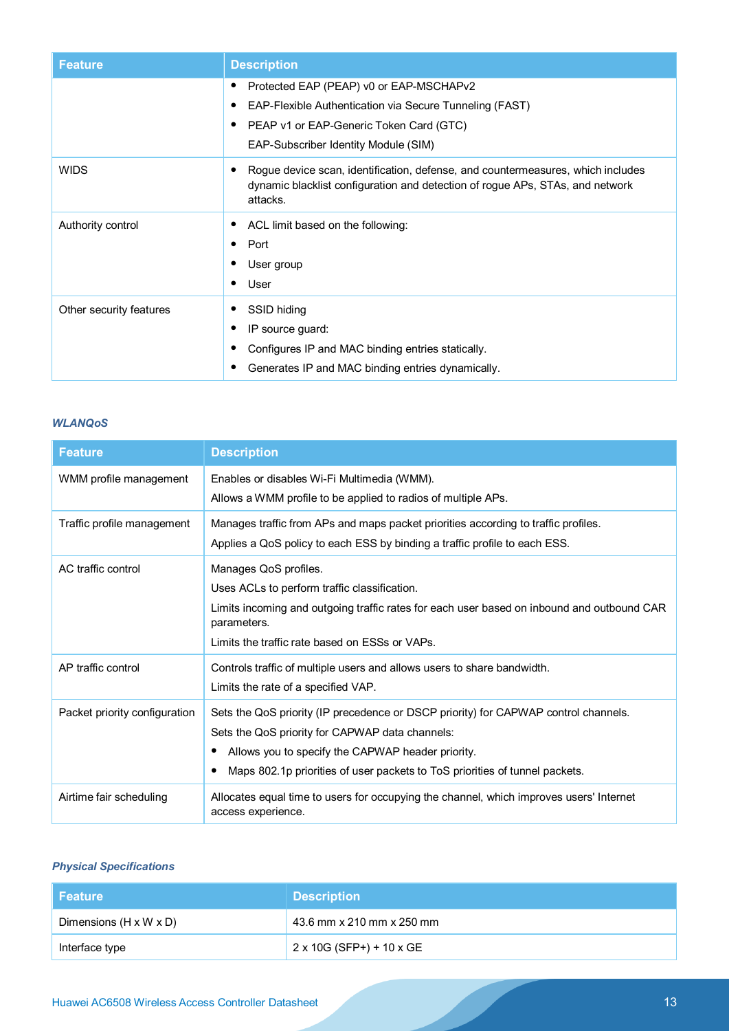| Feature | Description |
| --- | --- |
| | • Protected EAP (PEAP) v0 or EAP-MSCHAPv2<br>• EAP-Flexible Authentication via Secure Tunneling (FAST)<br>• PEAP v1 or EAP-Generic Token Card (GTC)<br>EAP-Subscriber Identity Module (SIM) |
| WIDS | • Rogue device scan, identification, defense, and countermeasures, which includes dynamic blacklist configuration and detection of rogue APs, STAs, and network attacks. |
| Authority control | • ACL limit based on the following:<br>• Port<br>• User group<br>• User |
| Other security features | • SSID hiding<br>• IP source guard:<br>• Configures IP and MAC binding entries statically.<br>• Generates IP and MAC binding entries dynamically. |

### *WLANQoS*

| Feature | Description |
| --- | --- |
| WMM profile management | Enables or disables Wi-Fi Multimedia (WMM).<br>Allows a WMM profile to be applied to radios of multiple APs. |
| Traffic profile management | Manages traffic from APs and maps packet priorities according to traffic profiles.<br>Applies a QoS policy to each ESS by binding a traffic profile to each ESS. |
| AC traffic control | Manages QoS profiles.<br>Uses ACLs to perform traffic classification.<br>Limits incoming and outgoing traffic rates for each user based on inbound and outbound CAR parameters.<br>Limits the traffic rate based on ESSs or VAPs. |
| AP traffic control | Controls traffic of multiple users and allows users to share bandwidth.<br>Limits the rate of a specified VAP. |
| Packet priority configuration | Sets the QoS priority (IP precedence or DSCP priority) for CAPWAP control channels.<br>Sets the QoS priority for CAPWAP data channels:<br>• Allows you to specify the CAPWAP header priority.<br>• Maps 802.1p priorities of user packets to ToS priorities of tunnel packets. |
| Airtime fair scheduling | Allocates equal time to users for occupying the channel, which improves users' Internet access experience. |

### *Physical Specifications*

| Feature | Description |
| --- | --- |
| Dimensions (H x W x D) | 43.6 mm x 210 mm x 250 mm |
| Interface type | 2 x 10G (SFP+) + 10 x GE |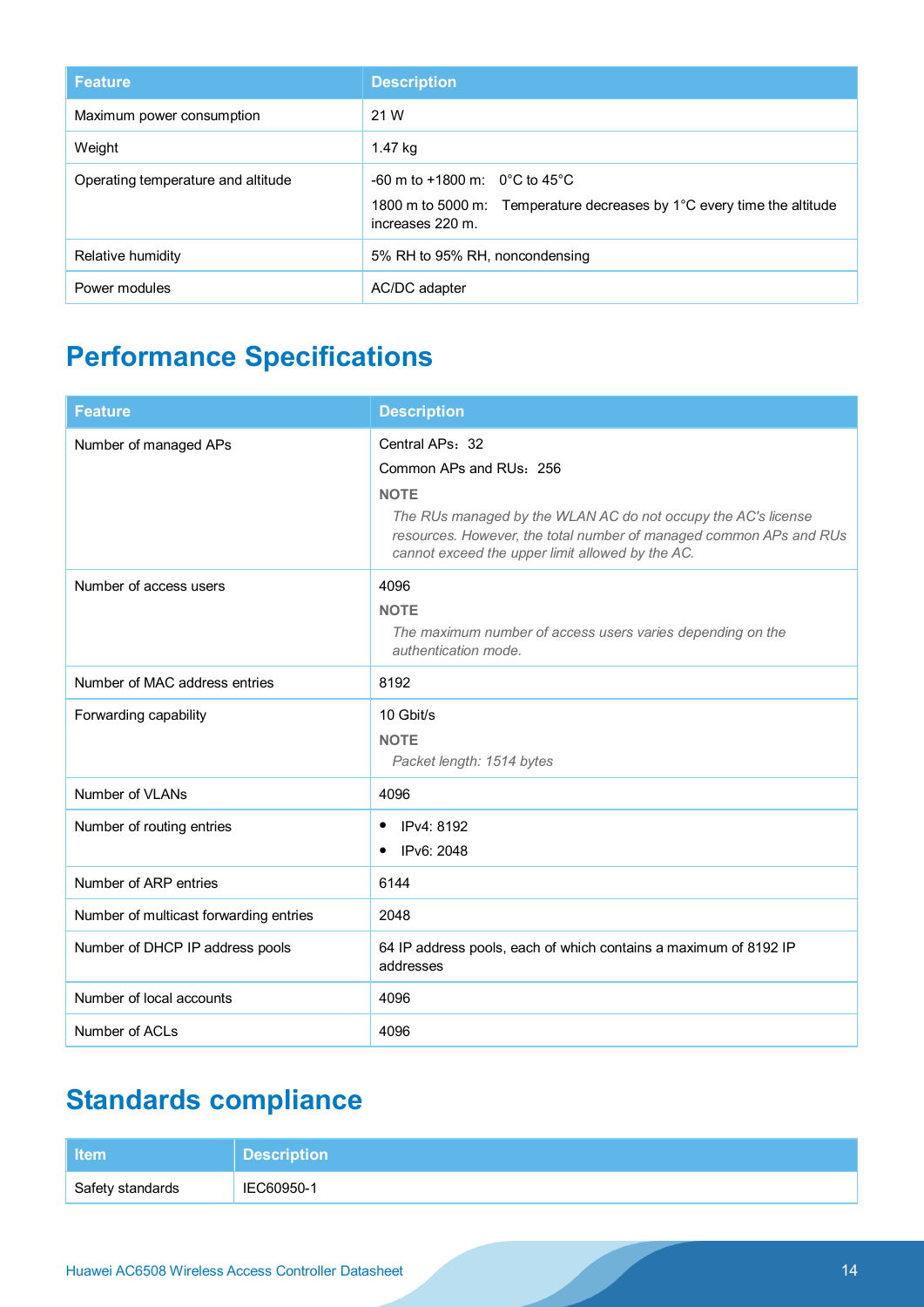| Feature | Description |
| --- | --- |
| Maximum power consumption | 21 W |
| Weight | 1.47 kg |
| Operating temperature and altitude | -60 m to +1800 m: 0°C to 45°C<br>1800 m to 5000 m: Temperature decreases by 1°C every time the altitude increases 220 m. |
| Relative humidity | 5% RH to 95% RH, noncondensing |
| Power modules | AC/DC adapter |

# Performance Specifications

| Feature | Description |
| --- | --- |
| Number of managed APs | Central APs：32<br>Common APs and RUs：256<br>**NOTE**<br>*The RUs managed by the WLAN AC do not occupy the AC's license resources. However, the total number of managed common APs and RUs cannot exceed the upper limit allowed by the AC.* |
| Number of access users | 4096<br>**NOTE**<br>*The maximum number of access users varies depending on the authentication mode.* |
| Number of MAC address entries | 8192 |
| Forwarding capability | 10 Gbit/s<br>**NOTE**<br>*Packet length: 1514 bytes* |
| Number of VLANs | 4096 |
| Number of routing entries | • IPv4: 8192<br>• IPv6: 2048 |
| Number of ARP entries | 6144 |
| Number of multicast forwarding entries | 2048 |
| Number of DHCP IP address pools | 64 IP address pools, each of which contains a maximum of 8192 IP addresses |
| Number of local accounts | 4096 |
| Number of ACLs | 4096 |

# Standards compliance

| Item | Description |
| --- | --- |
| Safety standards | IEC60950-1 |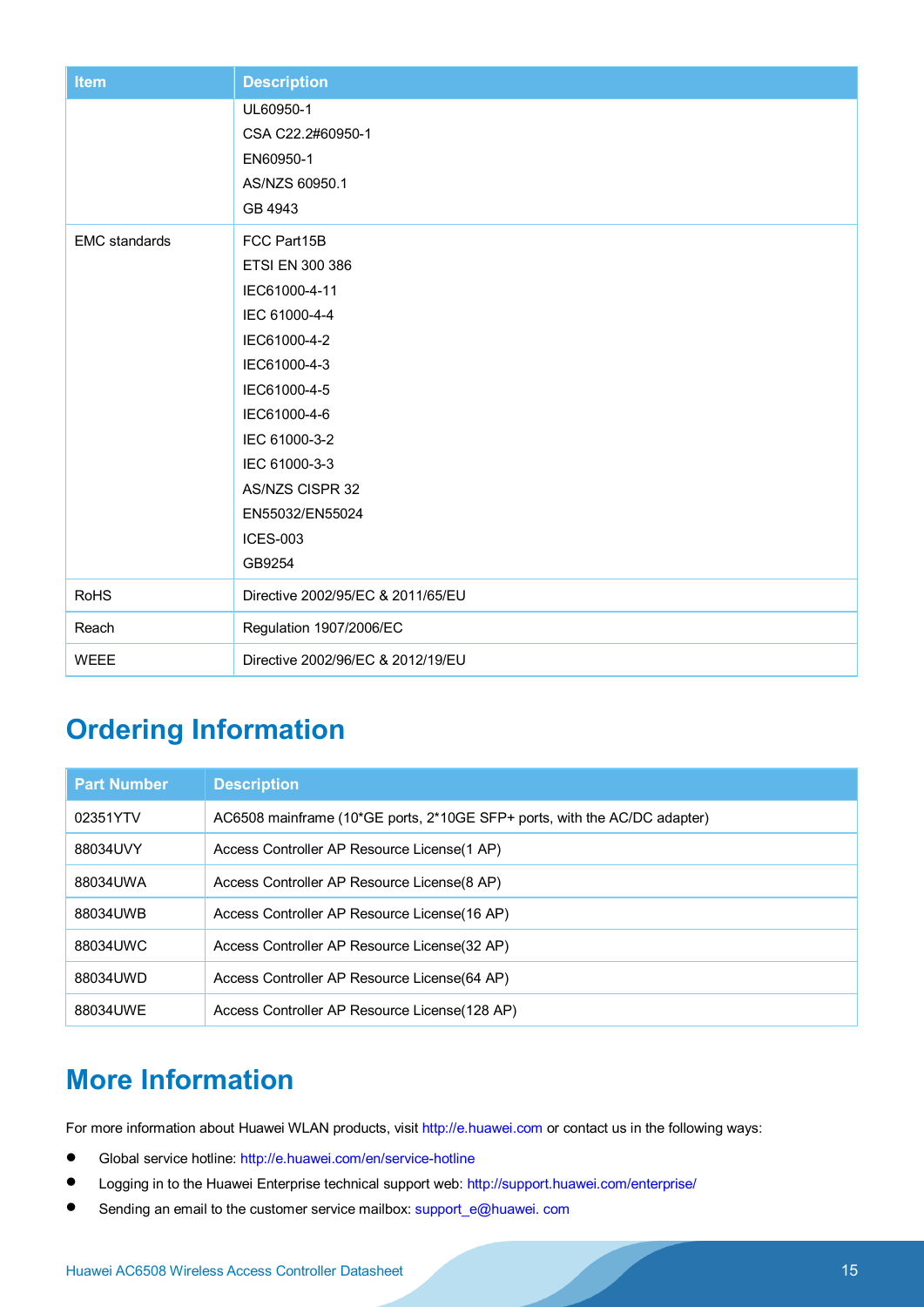| Item | Description |
|---|---|
| | UL60950-1<br>CSA C22.2#60950-1<br>EN60950-1<br>AS/NZS 60950.1<br>GB 4943 |
| EMC standards | FCC Part15B<br>ETSI EN 300 386<br>IEC61000-4-11<br>IEC 61000-4-4<br>IEC61000-4-2<br>IEC61000-4-3<br>IEC61000-4-5<br>IEC61000-4-6<br>IEC 61000-3-2<br>IEC 61000-3-3<br>AS/NZS CISPR 32<br>EN55032/EN55024<br>ICES-003<br>GB9254 |
| RoHS | Directive 2002/95/EC & 2011/65/EU |
| Reach | Regulation 1907/2006/EC |
| WEEE | Directive 2002/96/EC & 2012/19/EU |

# Ordering Information

| Part Number | Description |
|---|---|
| 02351YTV | AC6508 mainframe (10*GE ports, 2*10GE SFP+ ports, with the AC/DC adapter) |
| 88034UVY | Access Controller AP Resource License(1 AP) |
| 88034UWA | Access Controller AP Resource License(8 AP) |
| 88034UWB | Access Controller AP Resource License(16 AP) |
| 88034UWC | Access Controller AP Resource License(32 AP) |
| 88034UWD | Access Controller AP Resource License(64 AP) |
| 88034UWE | Access Controller AP Resource License(128 AP) |

# More Information

For more information about Huawei WLAN products, visit http://e.huawei.com or contact us in the following ways:

- Global service hotline: http://e.huawei.com/en/service-hotline
- Logging in to the Huawei Enterprise technical support web: http://support.huawei.com/enterprise/
- Sending an email to the customer service mailbox: support_e@huawei. com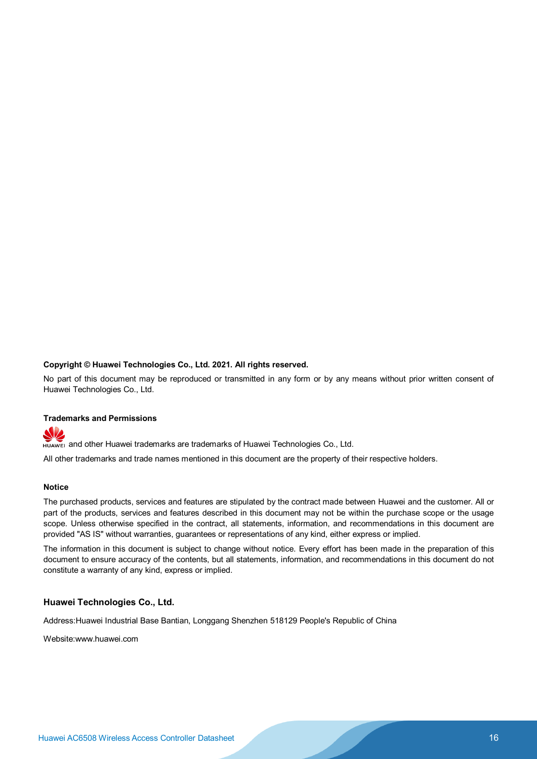**Copyright © Huawei Technologies Co., Ltd. 2021. All rights reserved.**

No part of this document may be reproduced or transmitted in any form or by any means without prior written consent of Huawei Technologies Co., Ltd.

**Trademarks and Permissions**

HUAWEI and other Huawei trademarks are trademarks of Huawei Technologies Co., Ltd.

All other trademarks and trade names mentioned in this document are the property of their respective holders.

**Notice**

The purchased products, services and features are stipulated by the contract made between Huawei and the customer. All or part of the products, services and features described in this document may not be within the purchase scope or the usage scope. Unless otherwise specified in the contract, all statements, information, and recommendations in this document are provided "AS IS" without warranties, guarantees or representations of any kind, either express or implied.

The information in this document is subject to change without notice. Every effort has been made in the preparation of this document to ensure accuracy of the contents, but all statements, information, and recommendations in this document do not constitute a warranty of any kind, express or implied.

**Huawei Technologies Co., Ltd.**

Address:Huawei Industrial Base Bantian, Longgang Shenzhen 518129 People's Republic of China

Website:www.huawei.com